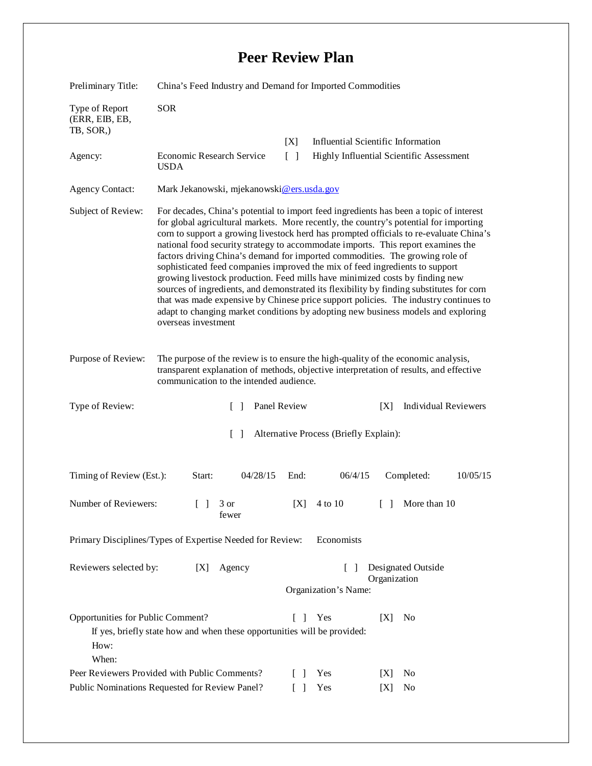# Peer Review Plan

Preliminary Title: China's Feed Industry and Demand for Imported Commodities

Type of Report (ERR, EIB, EB, TB, SOR,) SOR

Agency: Economic Research Service USDA

[X] Influential Scientific Information

[ ] Highly Influential Scientific Assessment

Agency Contact: Mark Jekanowski, mjekanowski@ers.usda.gov

Subject of Review: For decades, China's potential to import feed ingredients has been a topic of interest for global agricultural markets. More recently, the country's potential for importing corn to support a growing livestock herd has prompted officials to re-evaluate China's national food security strategy to accommodate imports. This report examines the factors driving China's demand for imported commodities. The growing role of sophisticated feed companies improved the mix of feed ingredients to support growing livestock production. Feed mills have minimized costs by finding new sources of ingredients, and demonstrated its flexibility by finding substitutes for corn that was made expensive by Chinese price support policies. The industry continues to adapt to changing market conditions by adopting new business models and exploring overseas investment

Purpose of Review: The purpose of the review is to ensure the high-quality of the economic analysis, transparent explanation of methods, objective interpretation of results, and effective communication to the intended audience.

Type of Review: [ ] Panel Review [X] Individual Reviewers

[ ] Alternative Process (Briefly Explain):

Timing of Review (Est.): Start: 04/28/15 End: 06/4/15 Completed: 10/05/15

Number of Reviewers: [ ] 3 or fewer [X] 4 to 10 [ ] More than 10

Primary Disciplines/Types of Expertise Needed for Review: Economists

Reviewers selected by: [X] Agency [ ] Designated Outside Organization

Organization's Name:

Opportunities for Public Comment? [ ] Yes [X] No

If yes, briefly state how and when these opportunities will be provided:

How:

When:

Peer Reviewers Provided with Public Comments? [ ] Yes [X] No

Public Nominations Requested for Review Panel? [ ] Yes [X] No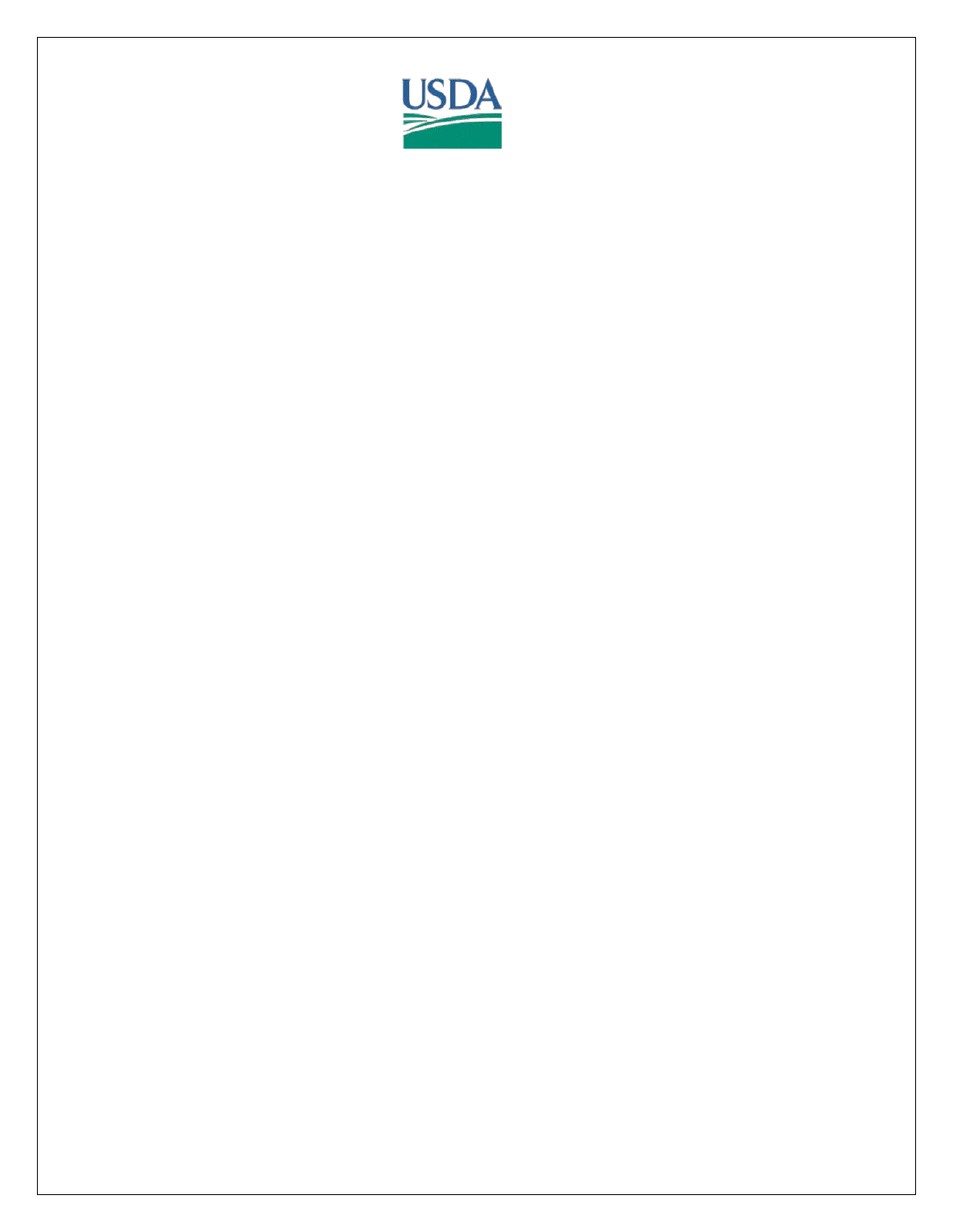USDA